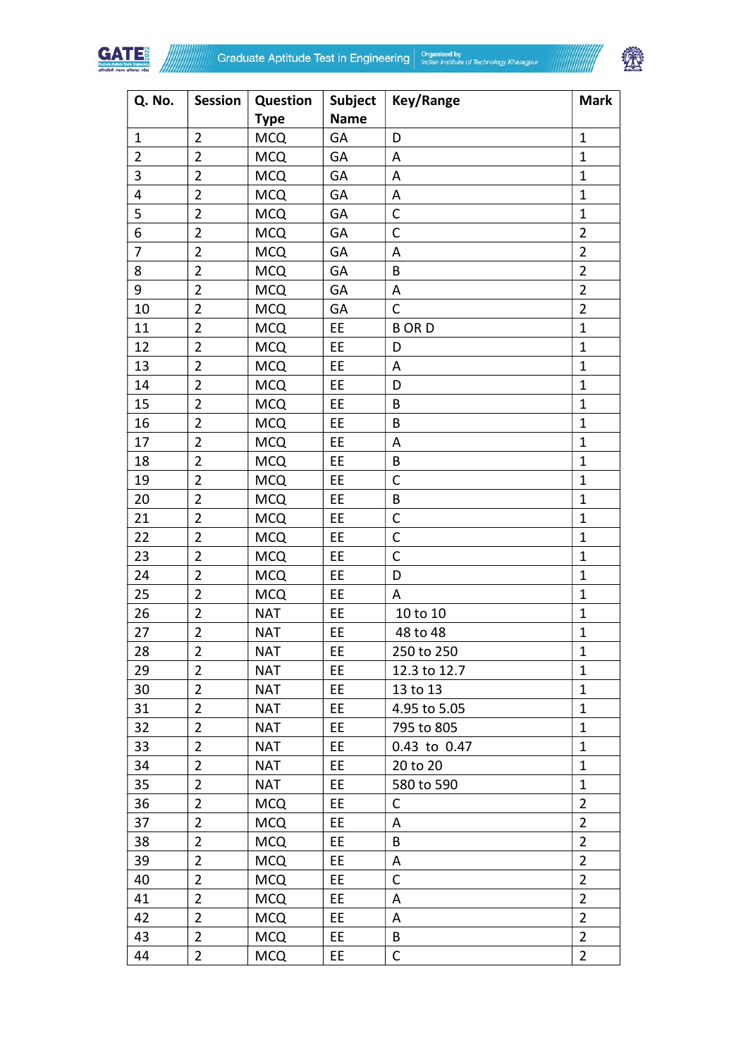| Q. No. | Session | Question Type | Subject Name | Key/Range | Mark |
|---|---|---|---|---|---|
| 1 | 2 | MCQ | GA | D | 1 |
| 2 | 2 | MCQ | GA | A | 1 |
| 3 | 2 | MCQ | GA | A | 1 |
| 4 | 2 | MCQ | GA | A | 1 |
| 5 | 2 | MCQ | GA | C | 1 |
| 6 | 2 | MCQ | GA | C | 2 |
| 7 | 2 | MCQ | GA | A | 2 |
| 8 | 2 | MCQ | GA | B | 2 |
| 9 | 2 | MCQ | GA | A | 2 |
| 10 | 2 | MCQ | GA | C | 2 |
| 11 | 2 | MCQ | EE | B OR D | 1 |
| 12 | 2 | MCQ | EE | D | 1 |
| 13 | 2 | MCQ | EE | A | 1 |
| 14 | 2 | MCQ | EE | D | 1 |
| 15 | 2 | MCQ | EE | B | 1 |
| 16 | 2 | MCQ | EE | B | 1 |
| 17 | 2 | MCQ | EE | A | 1 |
| 18 | 2 | MCQ | EE | B | 1 |
| 19 | 2 | MCQ | EE | C | 1 |
| 20 | 2 | MCQ | EE | B | 1 |
| 21 | 2 | MCQ | EE | C | 1 |
| 22 | 2 | MCQ | EE | C | 1 |
| 23 | 2 | MCQ | EE | C | 1 |
| 24 | 2 | MCQ | EE | D | 1 |
| 25 | 2 | MCQ | EE | A | 1 |
| 26 | 2 | NAT | EE | 10 to 10 | 1 |
| 27 | 2 | NAT | EE | 48 to 48 | 1 |
| 28 | 2 | NAT | EE | 250 to 250 | 1 |
| 29 | 2 | NAT | EE | 12.3 to 12.7 | 1 |
| 30 | 2 | NAT | EE | 13 to 13 | 1 |
| 31 | 2 | NAT | EE | 4.95 to 5.05 | 1 |
| 32 | 2 | NAT | EE | 795 to 805 | 1 |
| 33 | 2 | NAT | EE | 0.43 to 0.47 | 1 |
| 34 | 2 | NAT | EE | 20 to 20 | 1 |
| 35 | 2 | NAT | EE | 580 to 590 | 1 |
| 36 | 2 | MCQ | EE | C | 2 |
| 37 | 2 | MCQ | EE | A | 2 |
| 38 | 2 | MCQ | EE | B | 2 |
| 39 | 2 | MCQ | EE | A | 2 |
| 40 | 2 | MCQ | EE | C | 2 |
| 41 | 2 | MCQ | EE | A | 2 |
| 42 | 2 | MCQ | EE | A | 2 |
| 43 | 2 | MCQ | EE | B | 2 |
| 44 | 2 | MCQ | EE | C | 2 |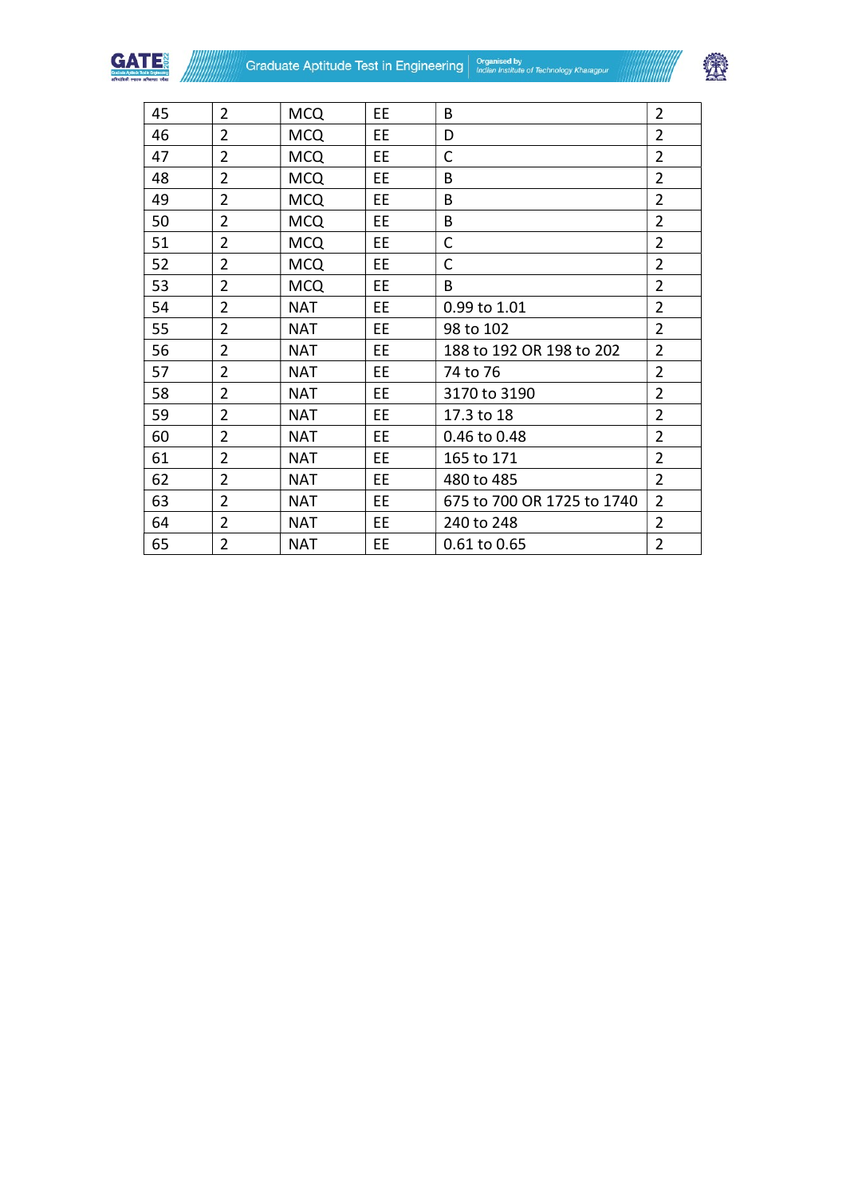| | | | | | |
|---|---|---|---|---|---|
| 45 | 2 | MCQ | EE | B | 2 |
| 46 | 2 | MCQ | EE | D | 2 |
| 47 | 2 | MCQ | EE | C | 2 |
| 48 | 2 | MCQ | EE | B | 2 |
| 49 | 2 | MCQ | EE | B | 2 |
| 50 | 2 | MCQ | EE | B | 2 |
| 51 | 2 | MCQ | EE | C | 2 |
| 52 | 2 | MCQ | EE | C | 2 |
| 53 | 2 | MCQ | EE | B | 2 |
| 54 | 2 | NAT | EE | 0.99 to 1.01 | 2 |
| 55 | 2 | NAT | EE | 98 to 102 | 2 |
| 56 | 2 | NAT | EE | 188 to 192 OR 198 to 202 | 2 |
| 57 | 2 | NAT | EE | 74 to 76 | 2 |
| 58 | 2 | NAT | EE | 3170 to 3190 | 2 |
| 59 | 2 | NAT | EE | 17.3 to 18 | 2 |
| 60 | 2 | NAT | EE | 0.46 to 0.48 | 2 |
| 61 | 2 | NAT | EE | 165 to 171 | 2 |
| 62 | 2 | NAT | EE | 480 to 485 | 2 |
| 63 | 2 | NAT | EE | 675 to 700 OR 1725 to 1740 | 2 |
| 64 | 2 | NAT | EE | 240 to 248 | 2 |
| 65 | 2 | NAT | EE | 0.61 to 0.65 | 2 |